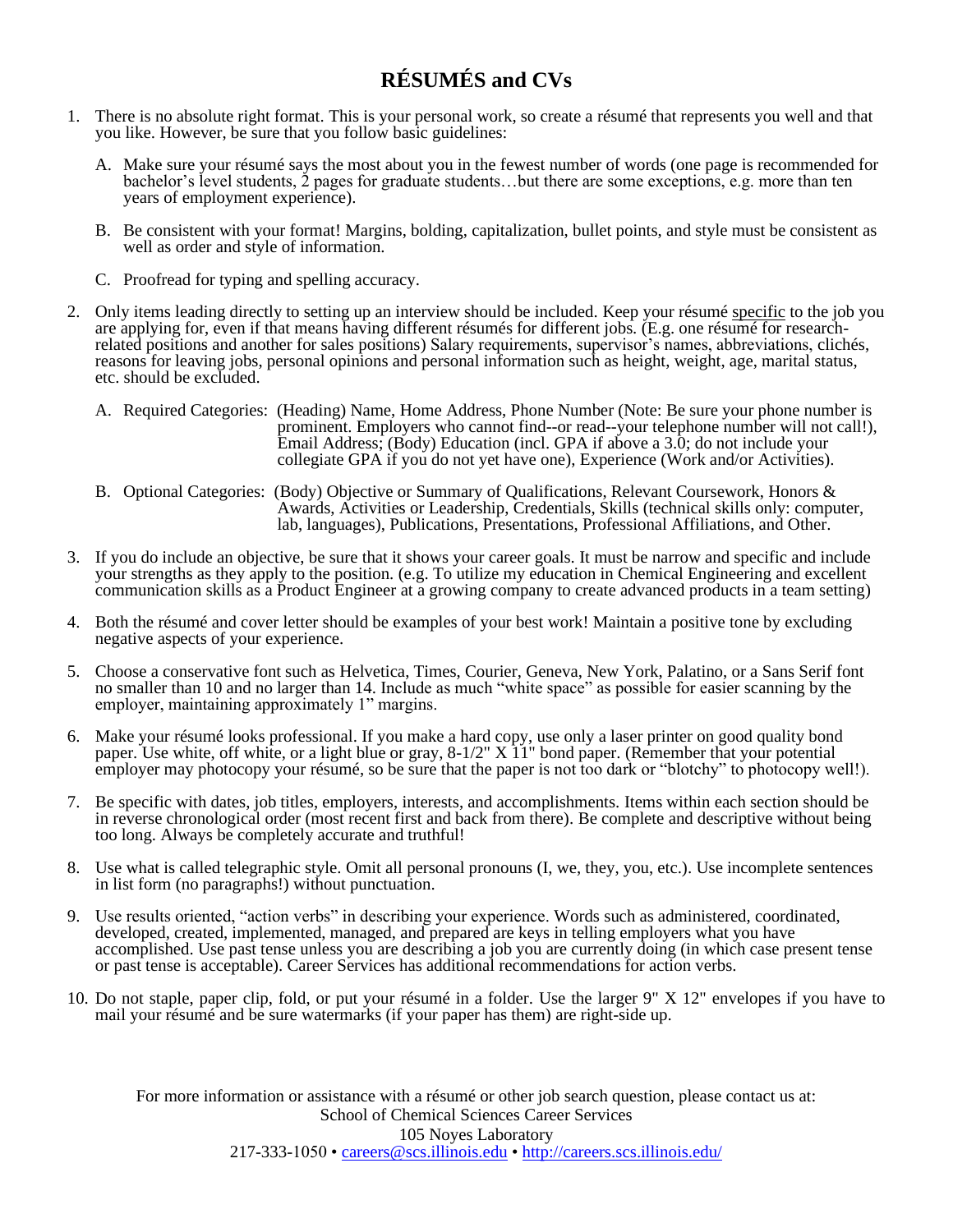# RÉSUMÉS and CVs

1. There is no absolute right format. This is your personal work, so create a résumé that represents you well and that you like. However, be sure that you follow basic guidelines:

   A. Make sure your résumé says the most about you in the fewest number of words (one page is recommended for bachelor's level students, 2 pages for graduate students…but there are some exceptions, e.g. more than ten years of employment experience).

   B. Be consistent with your format! Margins, bolding, capitalization, bullet points, and style must be consistent as well as order and style of information.

   C. Proofread for typing and spelling accuracy.

2. Only items leading directly to setting up an interview should be included. Keep your résumé <u>specific</u> to the job you are applying for, even if that means having different résumés for different jobs. (E.g. one résumé for research-related positions and another for sales positions) Salary requirements, supervisor's names, abbreviations, clichés, reasons for leaving jobs, personal opinions and personal information such as height, weight, age, marital status, etc. should be excluded.

   A. Required Categories: (Heading) Name, Home Address, Phone Number (Note: Be sure your phone number is prominent. Employers who cannot find--or read--your telephone number will not call!), Email Address; (Body) Education (incl. GPA if above a 3.0; do not include your collegiate GPA if you do not yet have one), Experience (Work and/or Activities).

   B. Optional Categories: (Body) Objective or Summary of Qualifications, Relevant Coursework, Honors & Awards, Activities or Leadership, Credentials, Skills (technical skills only: computer, lab, languages), Publications, Presentations, Professional Affiliations, and Other.

3. If you do include an objective, be sure that it shows your career goals. It must be narrow and specific and include your strengths as they apply to the position. (e.g. To utilize my education in Chemical Engineering and excellent communication skills as a Product Engineer at a growing company to create advanced products in a team setting)

4. Both the résumé and cover letter should be examples of your best work! Maintain a positive tone by excluding negative aspects of your experience.

5. Choose a conservative font such as Helvetica, Times, Courier, Geneva, New York, Palatino, or a Sans Serif font no smaller than 10 and no larger than 14. Include as much "white space" as possible for easier scanning by the employer, maintaining approximately 1" margins.

6. Make your résumé looks professional. If you make a hard copy, use only a laser printer on good quality bond paper. Use white, off white, or a light blue or gray, 8-1/2" X 11" bond paper. (Remember that your potential employer may photocopy your résumé, so be sure that the paper is not too dark or "blotchy" to photocopy well!).

7. Be specific with dates, job titles, employers, interests, and accomplishments. Items within each section should be in reverse chronological order (most recent first and back from there). Be complete and descriptive without being too long. Always be completely accurate and truthful!

8. Use what is called telegraphic style. Omit all personal pronouns (I, we, they, you, etc.). Use incomplete sentences in list form (no paragraphs!) without punctuation.

9. Use results oriented, "action verbs" in describing your experience. Words such as administered, coordinated, developed, created, implemented, managed, and prepared are keys in telling employers what you have accomplished. Use past tense unless you are describing a job you are currently doing (in which case present tense or past tense is acceptable). Career Services has additional recommendations for action verbs.

10. Do not staple, paper clip, fold, or put your résumé in a folder. Use the larger 9" X 12" envelopes if you have to mail your résumé and be sure watermarks (if your paper has them) are right-side up.

For more information or assistance with a résumé or other job search question, please contact us at:
School of Chemical Sciences Career Services
105 Noyes Laboratory
217-333-1050 • careers@scs.illinois.edu • http://careers.scs.illinois.edu/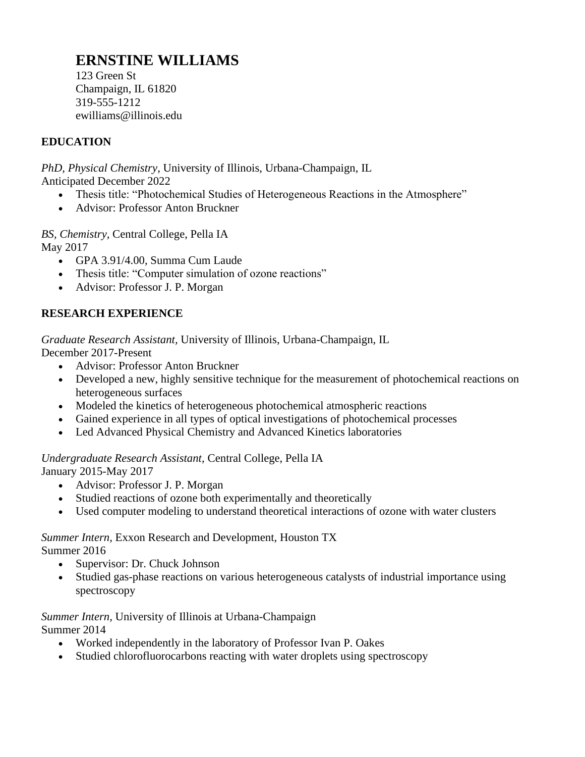# ERNSTINE WILLIAMS

123 Green St
Champaign, IL 61820
319-555-1212
ewilliams@illinois.edu

## EDUCATION

*PhD, Physical Chemistry*, University of Illinois, Urbana-Champaign, IL
Anticipated December 2022

- Thesis title: "Photochemical Studies of Heterogeneous Reactions in the Atmosphere"
- Advisor: Professor Anton Bruckner

*BS, Chemistry*, Central College, Pella IA
May 2017

- GPA 3.91/4.00, Summa Cum Laude
- Thesis title: "Computer simulation of ozone reactions"
- Advisor: Professor J. P. Morgan

## RESEARCH EXPERIENCE

*Graduate Research Assistant*, University of Illinois, Urbana-Champaign, IL
December 2017-Present

- Advisor: Professor Anton Bruckner
- Developed a new, highly sensitive technique for the measurement of photochemical reactions on heterogeneous surfaces
- Modeled the kinetics of heterogeneous photochemical atmospheric reactions
- Gained experience in all types of optical investigations of photochemical processes
- Led Advanced Physical Chemistry and Advanced Kinetics laboratories

*Undergraduate Research Assistant,* Central College, Pella IA
January 2015-May 2017

- Advisor: Professor J. P. Morgan
- Studied reactions of ozone both experimentally and theoretically
- Used computer modeling to understand theoretical interactions of ozone with water clusters

*Summer Intern*, Exxon Research and Development, Houston TX
Summer 2016

- Supervisor: Dr. Chuck Johnson
- Studied gas-phase reactions on various heterogeneous catalysts of industrial importance using spectroscopy

*Summer Intern*, University of Illinois at Urbana-Champaign
Summer 2014

- Worked independently in the laboratory of Professor Ivan P. Oakes
- Studied chlorofluorocarbons reacting with water droplets using spectroscopy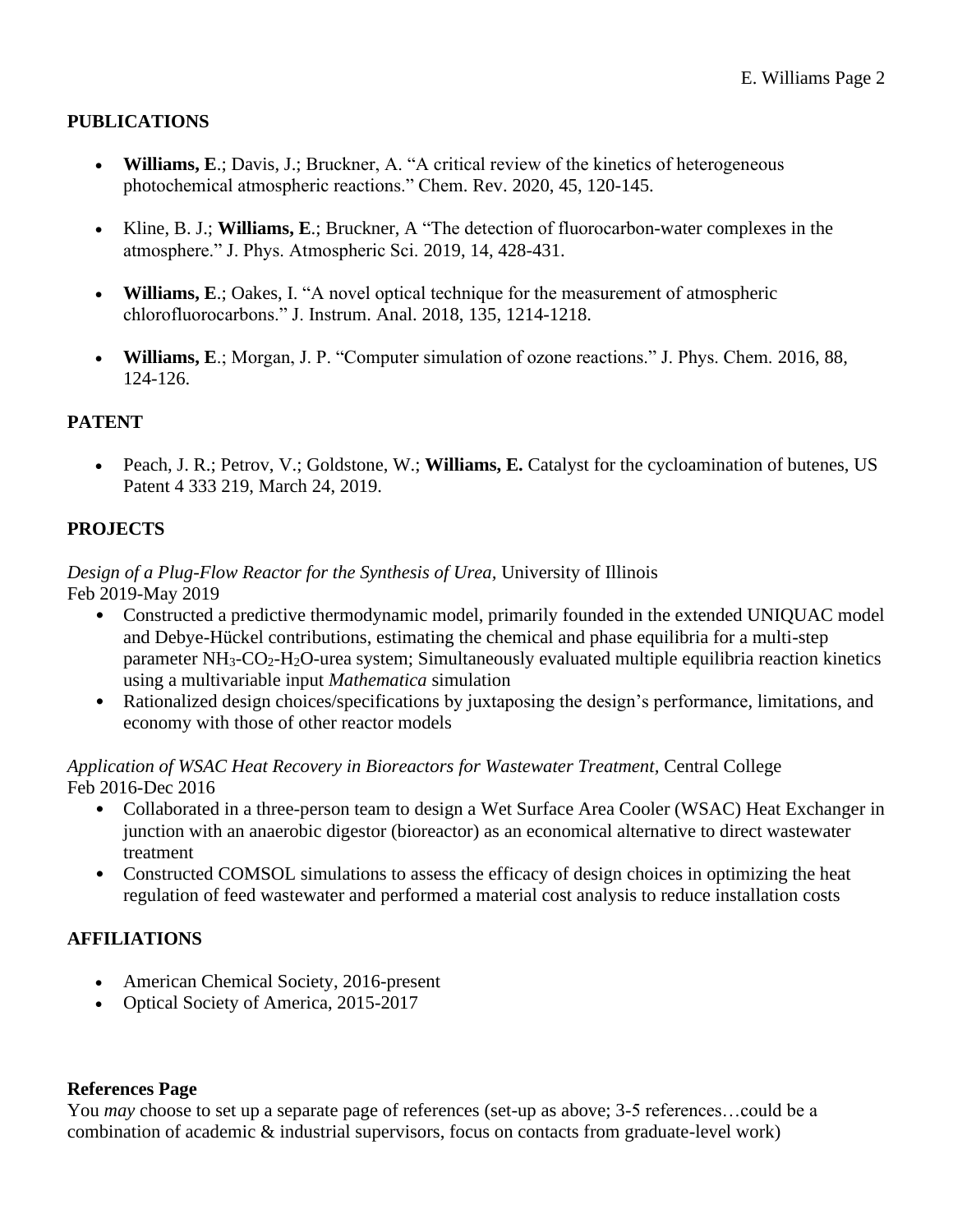## PUBLICATIONS

- **Williams, E**.; Davis, J.; Bruckner, A. "A critical review of the kinetics of heterogeneous photochemical atmospheric reactions." Chem. Rev. 2020, 45, 120-145.

- Kline, B. J.; **Williams, E**.; Bruckner, A "The detection of fluorocarbon-water complexes in the atmosphere." J. Phys. Atmospheric Sci. 2019, 14, 428-431.

- **Williams, E**.; Oakes, I. "A novel optical technique for the measurement of atmospheric chlorofluorocarbons." J. Instrum. Anal. 2018, 135, 1214-1218.

- **Williams, E**.; Morgan, J. P. "Computer simulation of ozone reactions." J. Phys. Chem. 2016, 88, 124-126.

## PATENT

- Peach, J. R.; Petrov, V.; Goldstone, W.; **Williams, E.** Catalyst for the cycloamination of butenes, US Patent 4 333 219, March 24, 2019.

## PROJECTS

*Design of a Plug-Flow Reactor for the Synthesis of Urea,* University of Illinois
Feb 2019-May 2019

- Constructed a predictive thermodynamic model, primarily founded in the extended UNIQUAC model and Debye-Hückel contributions, estimating the chemical and phase equilibria for a multi-step parameter $NH_3$-$CO_2$-$H_2O$-urea system; Simultaneously evaluated multiple equilibria reaction kinetics using a multivariable input *Mathematica* simulation
- Rationalized design choices/specifications by juxtaposing the design's performance, limitations, and economy with those of other reactor models

*Application of WSAC Heat Recovery in Bioreactors for Wastewater Treatment,* Central College
Feb 2016-Dec 2016

- Collaborated in a three-person team to design a Wet Surface Area Cooler (WSAC) Heat Exchanger in junction with an anaerobic digestor (bioreactor) as an economical alternative to direct wastewater treatment
- Constructed COMSOL simulations to assess the efficacy of design choices in optimizing the heat regulation of feed wastewater and performed a material cost analysis to reduce installation costs

## AFFILIATIONS

- American Chemical Society, 2016-present
- Optical Society of America, 2015-2017

**References Page**
You *may* choose to set up a separate page of references (set-up as above; 3-5 references…could be a combination of academic & industrial supervisors, focus on contacts from graduate-level work)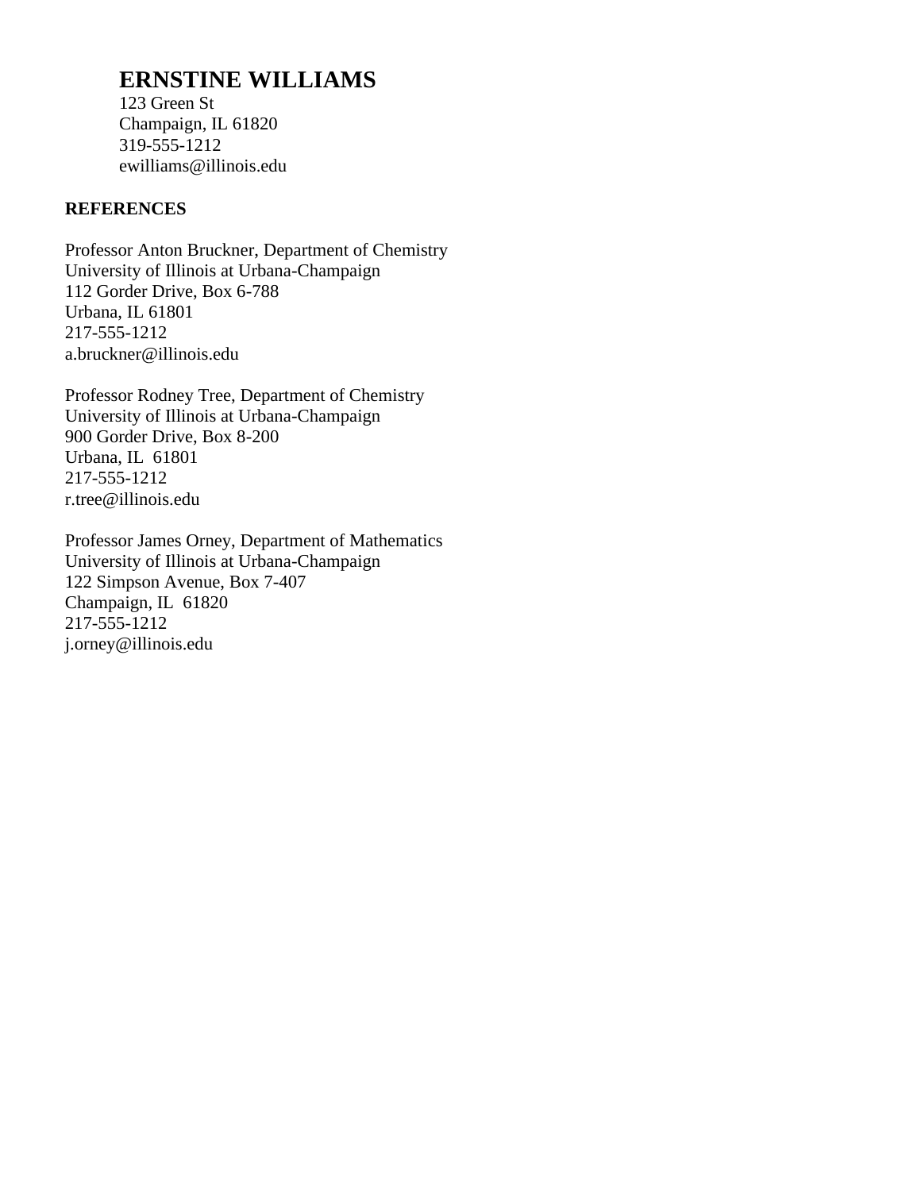# ERNSTINE WILLIAMS

123 Green St
Champaign, IL 61820
319-555-1212
ewilliams@illinois.edu

**REFERENCES**

Professor Anton Bruckner, Department of Chemistry
University of Illinois at Urbana-Champaign
112 Gorder Drive, Box 6-788
Urbana, IL 61801
217-555-1212
a.bruckner@illinois.edu

Professor Rodney Tree, Department of Chemistry
University of Illinois at Urbana-Champaign
900 Gorder Drive, Box 8-200
Urbana, IL 61801
217-555-1212
r.tree@illinois.edu

Professor James Orney, Department of Mathematics
University of Illinois at Urbana-Champaign
122 Simpson Avenue, Box 7-407
Champaign, IL 61820
217-555-1212
j.orney@illinois.edu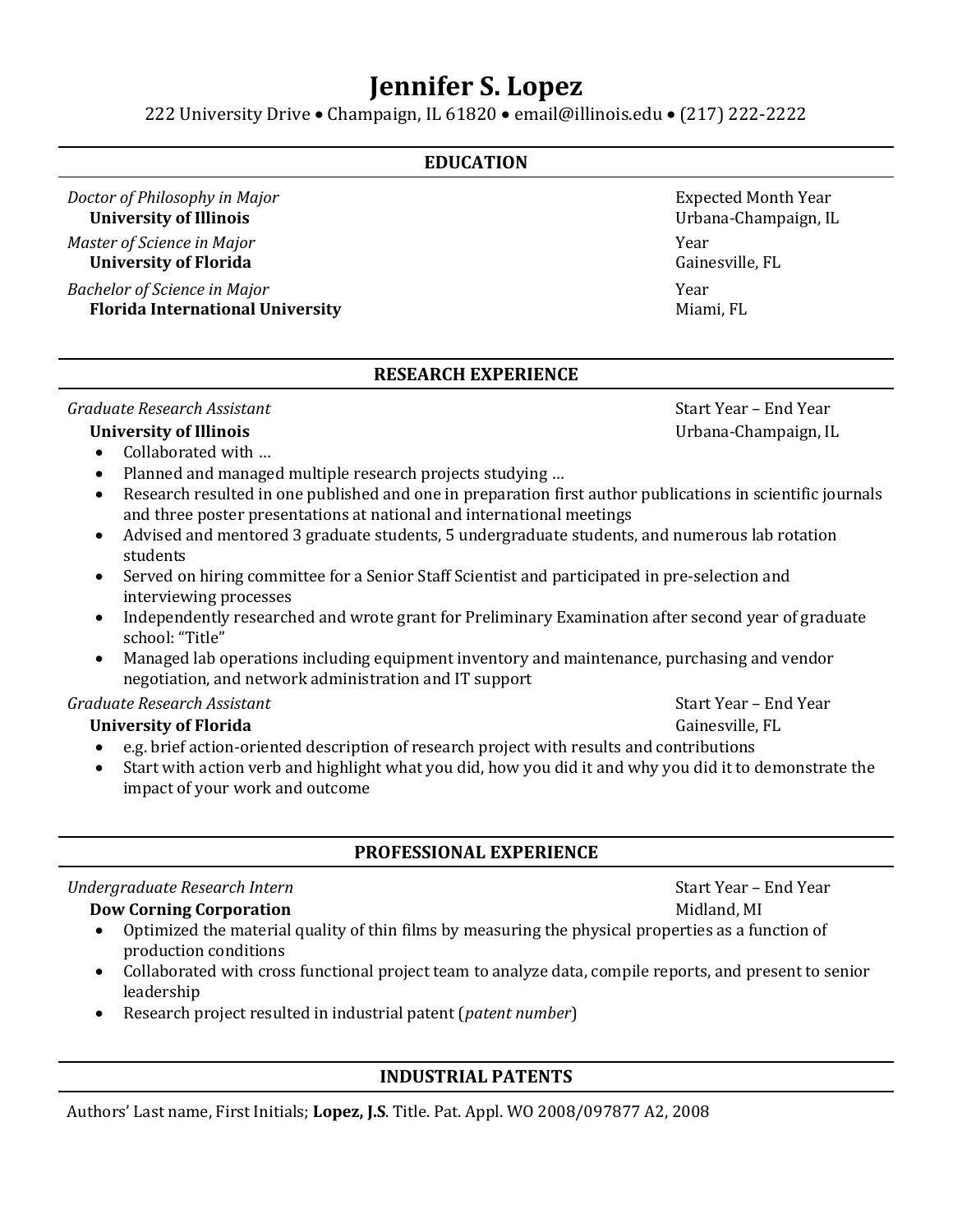# Jennifer S. Lopez

222 University Drive • Champaign, IL 61820 • email@illinois.edu • (217) 222-2222

## EDUCATION

*Doctor of Philosophy in Major* — Expected Month Year
**University of Illinois** — Urbana-Champaign, IL

*Master of Science in Major* — Year
**University of Florida** — Gainesville, FL

*Bachelor of Science in Major* — Year
**Florida International University** — Miami, FL

## RESEARCH EXPERIENCE

*Graduate Research Assistant* — Start Year – End Year
**University of Illinois** — Urbana-Champaign, IL

- Collaborated with …
- Planned and managed multiple research projects studying …
- Research resulted in one published and one in preparation first author publications in scientific journals and three poster presentations at national and international meetings
- Advised and mentored 3 graduate students, 5 undergraduate students, and numerous lab rotation students
- Served on hiring committee for a Senior Staff Scientist and participated in pre-selection and interviewing processes
- Independently researched and wrote grant for Preliminary Examination after second year of graduate school: "Title"
- Managed lab operations including equipment inventory and maintenance, purchasing and vendor negotiation, and network administration and IT support

*Graduate Research Assistant* — Start Year – End Year
**University of Florida** — Gainesville, FL

- e.g. brief action-oriented description of research project with results and contributions
- Start with action verb and highlight what you did, how you did it and why you did it to demonstrate the impact of your work and outcome

## PROFESSIONAL EXPERIENCE

*Undergraduate Research Intern* — Start Year – End Year
**Dow Corning Corporation** — Midland, MI

- Optimized the material quality of thin films by measuring the physical properties as a function of production conditions
- Collaborated with cross functional project team to analyze data, compile reports, and present to senior leadership
- Research project resulted in industrial patent (*patent number*)

## INDUSTRIAL PATENTS

Authors' Last name, First Initials; **Lopez, J.S**. Title. Pat. Appl. WO 2008/097877 A2, 2008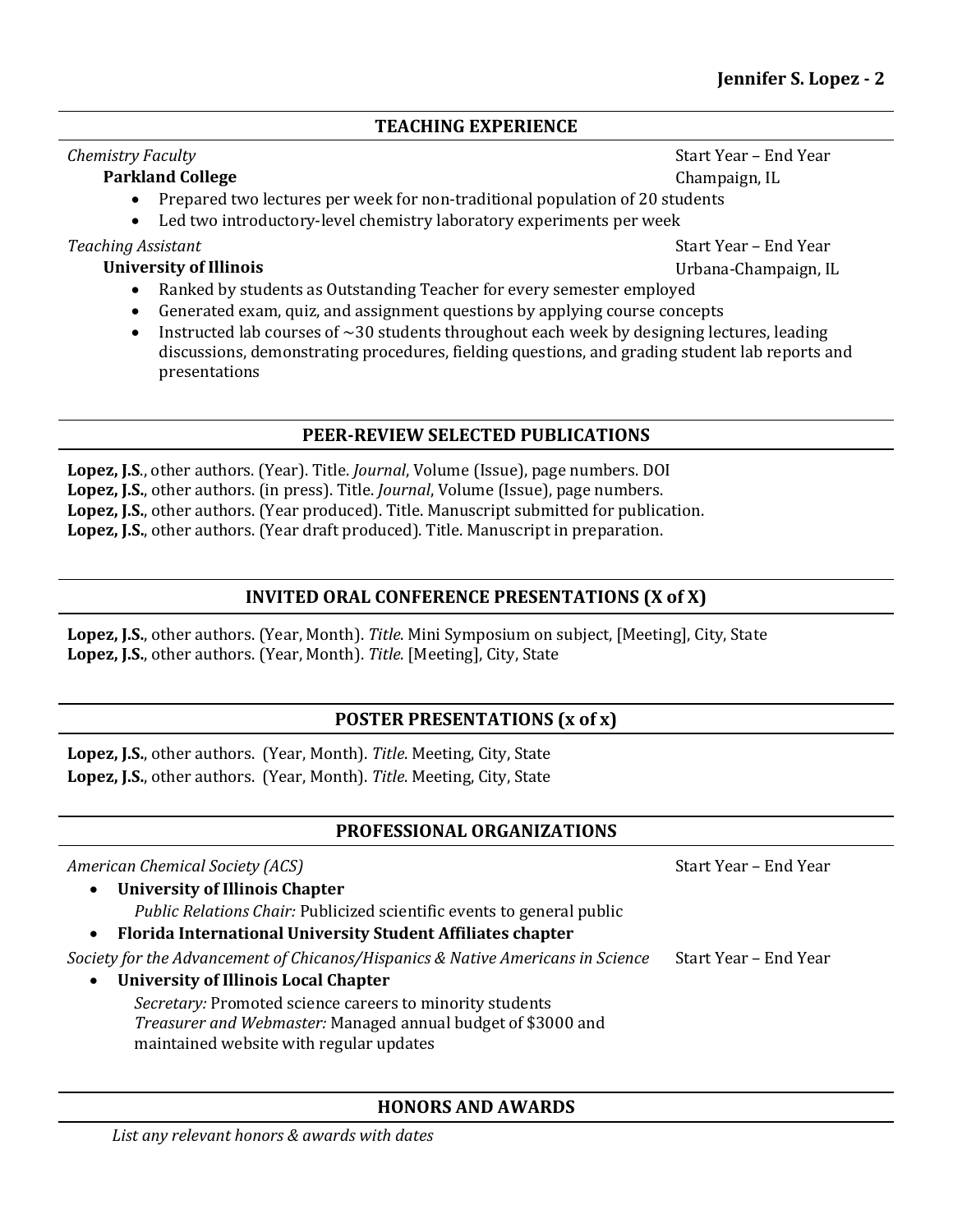## TEACHING EXPERIENCE

*Chemistry Faculty* — Start Year – End Year
**Parkland College** — Champaign, IL

- Prepared two lectures per week for non-traditional population of 20 students
- Led two introductory-level chemistry laboratory experiments per week

*Teaching Assistant* — Start Year – End Year
**University of Illinois** — Urbana-Champaign, IL

- Ranked by students as Outstanding Teacher for every semester employed
- Generated exam, quiz, and assignment questions by applying course concepts
- Instructed lab courses of ~30 students throughout each week by designing lectures, leading discussions, demonstrating procedures, fielding questions, and grading student lab reports and presentations

## PEER-REVIEW SELECTED PUBLICATIONS

**Lopez, J.S**., other authors. (Year). Title. *Journal*, Volume (Issue), page numbers. DOI
**Lopez, J.S.**, other authors. (in press). Title. *Journal*, Volume (Issue), page numbers.
**Lopez, J.S.**, other authors. (Year produced). Title. Manuscript submitted for publication.
**Lopez, J.S.**, other authors. (Year draft produced). Title. Manuscript in preparation.

## INVITED ORAL CONFERENCE PRESENTATIONS (X of X)

**Lopez, J.S.**, other authors. (Year, Month). *Title*. Mini Symposium on subject, [Meeting], City, State
**Lopez, J.S.**, other authors. (Year, Month). *Title*. [Meeting], City, State

## POSTER PRESENTATIONS (x of x)

**Lopez, J.S.**, other authors. (Year, Month). *Title*. Meeting, City, State
**Lopez, J.S.**, other authors. (Year, Month). *Title*. Meeting, City, State

## PROFESSIONAL ORGANIZATIONS

*American Chemical Society (ACS)* — Start Year – End Year

- **University of Illinois Chapter**
  *Public Relations Chair:* Publicized scientific events to general public
- **Florida International University Student Affiliates chapter**

*Society for the Advancement of Chicanos/Hispanics & Native Americans in Science* — Start Year – End Year

- **University of Illinois Local Chapter**
  *Secretary:* Promoted science careers to minority students
  *Treasurer and Webmaster:* Managed annual budget of $3000 and maintained website with regular updates

## HONORS AND AWARDS

*List any relevant honors & awards with dates*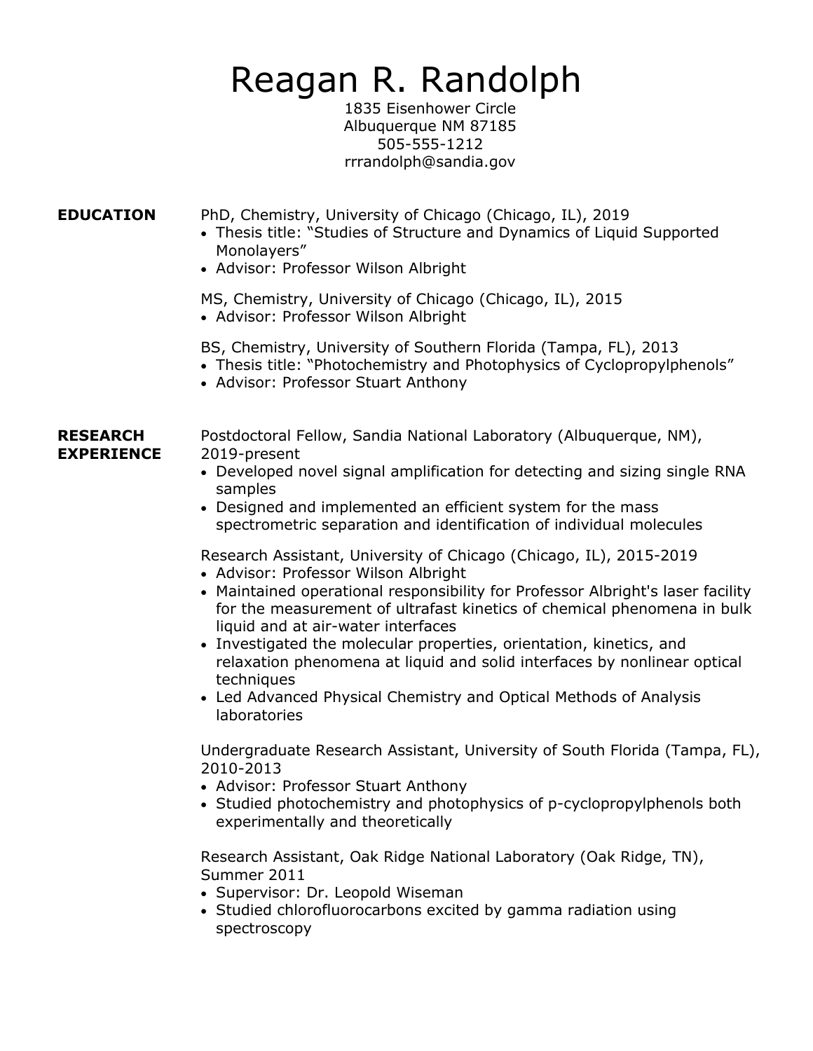# Reagan R. Randolph

1835 Eisenhower Circle
Albuquerque NM 87185
505-555-1212
rrrandolph@sandia.gov

## EDUCATION

PhD, Chemistry, University of Chicago (Chicago, IL), 2019

- Thesis title: "Studies of Structure and Dynamics of Liquid Supported Monolayers"
- Advisor: Professor Wilson Albright

MS, Chemistry, University of Chicago (Chicago, IL), 2015

- Advisor: Professor Wilson Albright

BS, Chemistry, University of Southern Florida (Tampa, FL), 2013

- Thesis title: "Photochemistry and Photophysics of Cyclopropylphenols"
- Advisor: Professor Stuart Anthony

## RESEARCH EXPERIENCE

Postdoctoral Fellow, Sandia National Laboratory (Albuquerque, NM), 2019-present

- Developed novel signal amplification for detecting and sizing single RNA samples
- Designed and implemented an efficient system for the mass spectrometric separation and identification of individual molecules

Research Assistant, University of Chicago (Chicago, IL), 2015-2019

- Advisor: Professor Wilson Albright
- Maintained operational responsibility for Professor Albright's laser facility for the measurement of ultrafast kinetics of chemical phenomena in bulk liquid and at air-water interfaces
- Investigated the molecular properties, orientation, kinetics, and relaxation phenomena at liquid and solid interfaces by nonlinear optical techniques
- Led Advanced Physical Chemistry and Optical Methods of Analysis laboratories

Undergraduate Research Assistant, University of South Florida (Tampa, FL), 2010-2013

- Advisor: Professor Stuart Anthony
- Studied photochemistry and photophysics of p-cyclopropylphenols both experimentally and theoretically

Research Assistant, Oak Ridge National Laboratory (Oak Ridge, TN), Summer 2011

- Supervisor: Dr. Leopold Wiseman
- Studied chlorofluorocarbons excited by gamma radiation using spectroscopy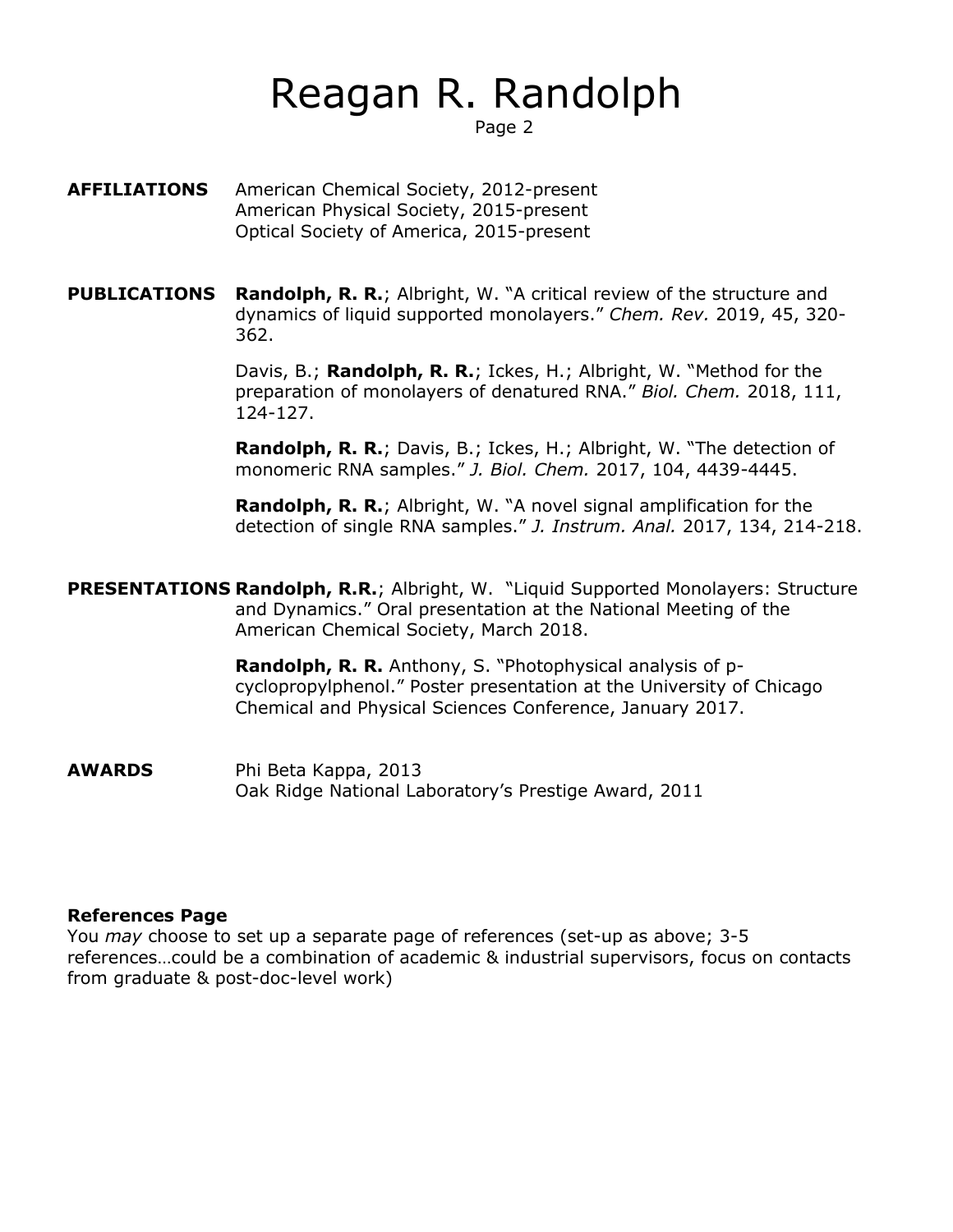# Reagan R. Randolph

**AFFILIATIONS**

American Chemical Society, 2012-present
American Physical Society, 2015-present
Optical Society of America, 2015-present

**PUBLICATIONS**

**Randolph, R. R.**; Albright, W. "A critical review of the structure and dynamics of liquid supported monolayers." *Chem. Rev.* 2019, 45, 320-362.

Davis, B.; **Randolph, R. R.**; Ickes, H.; Albright, W. "Method for the preparation of monolayers of denatured RNA." *Biol. Chem.* 2018, 111, 124-127.

**Randolph, R. R.**; Davis, B.; Ickes, H.; Albright, W. "The detection of monomeric RNA samples." *J. Biol. Chem.* 2017, 104, 4439-4445.

**Randolph, R. R.**; Albright, W. "A novel signal amplification for the detection of single RNA samples." *J. Instrum. Anal.* 2017, 134, 214-218.

**PRESENTATIONS**

**Randolph, R.R.**; Albright, W. "Liquid Supported Monolayers: Structure and Dynamics." Oral presentation at the National Meeting of the American Chemical Society, March 2018.

**Randolph, R. R.** Anthony, S. "Photophysical analysis of p-cyclopropylphenol." Poster presentation at the University of Chicago Chemical and Physical Sciences Conference, January 2017.

**AWARDS**

Phi Beta Kappa, 2013
Oak Ridge National Laboratory's Prestige Award, 2011

**References Page**

You *may* choose to set up a separate page of references (set-up as above; 3-5 references…could be a combination of academic & industrial supervisors, focus on contacts from graduate & post-doc-level work)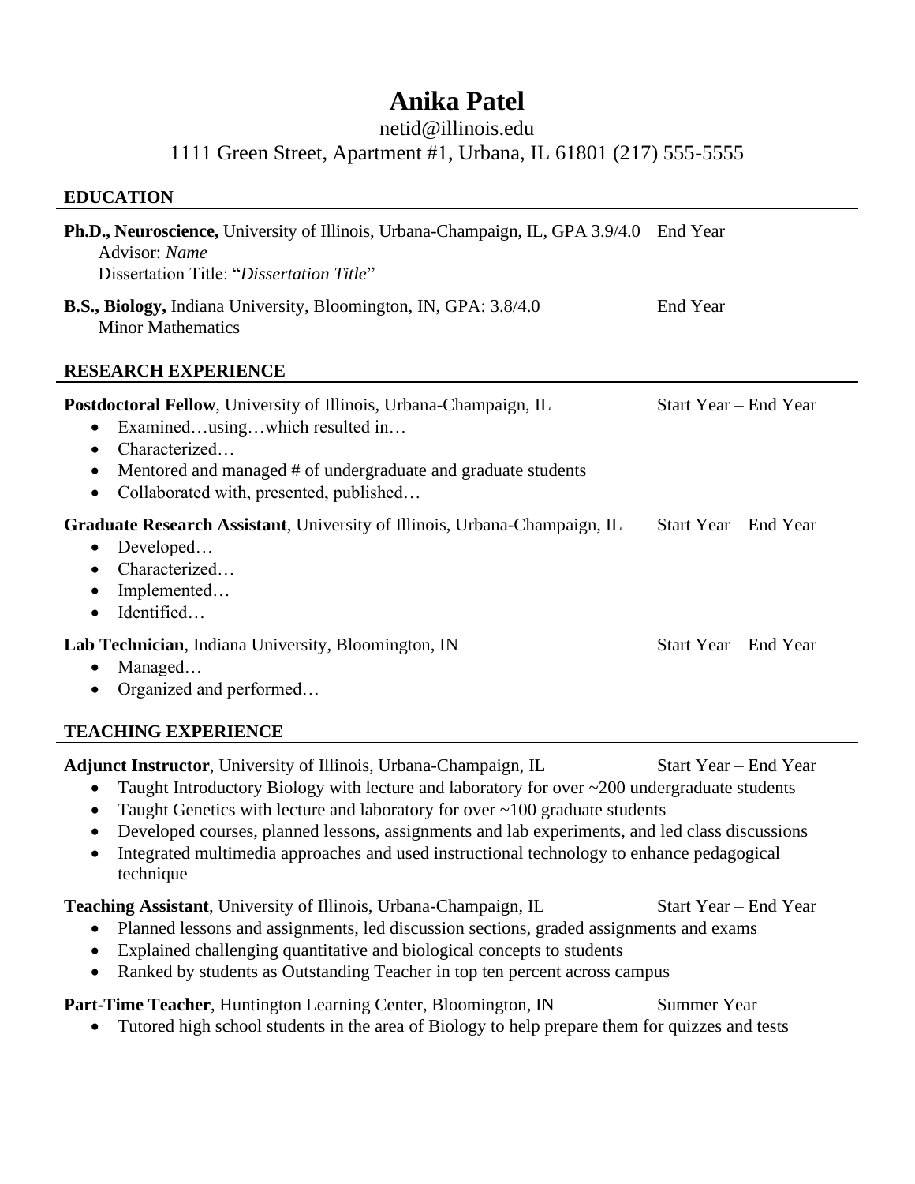# Anika Patel

netid@illinois.edu

1111 Green Street, Apartment #1, Urbana, IL 61801 (217) 555-5555

## EDUCATION

**Ph.D., Neuroscience,** University of Illinois, Urbana-Champaign, IL, GPA 3.9/4.0 End Year
Advisor: *Name*
Dissertation Title: "*Dissertation Title*"

**B.S., Biology,** Indiana University, Bloomington, IN, GPA: 3.8/4.0 End Year
Minor Mathematics

## RESEARCH EXPERIENCE

**Postdoctoral Fellow**, University of Illinois, Urbana-Champaign, IL Start Year – End Year

- Examined…using…which resulted in…
- Characterized…
- Mentored and managed # of undergraduate and graduate students
- Collaborated with, presented, published…

**Graduate Research Assistant**, University of Illinois, Urbana-Champaign, IL Start Year – End Year

- Developed…
- Characterized…
- Implemented…
- Identified…

**Lab Technician**, Indiana University, Bloomington, IN Start Year – End Year

- Managed…
- Organized and performed…

## TEACHING EXPERIENCE

**Adjunct Instructor**, University of Illinois, Urbana-Champaign, IL Start Year – End Year

- Taught Introductory Biology with lecture and laboratory for over ~200 undergraduate students
- Taught Genetics with lecture and laboratory for over ~100 graduate students
- Developed courses, planned lessons, assignments and lab experiments, and led class discussions
- Integrated multimedia approaches and used instructional technology to enhance pedagogical technique

**Teaching Assistant**, University of Illinois, Urbana-Champaign, IL Start Year – End Year

- Planned lessons and assignments, led discussion sections, graded assignments and exams
- Explained challenging quantitative and biological concepts to students
- Ranked by students as Outstanding Teacher in top ten percent across campus

**Part-Time Teacher**, Huntington Learning Center, Bloomington, IN Summer Year

- Tutored high school students in the area of Biology to help prepare them for quizzes and tests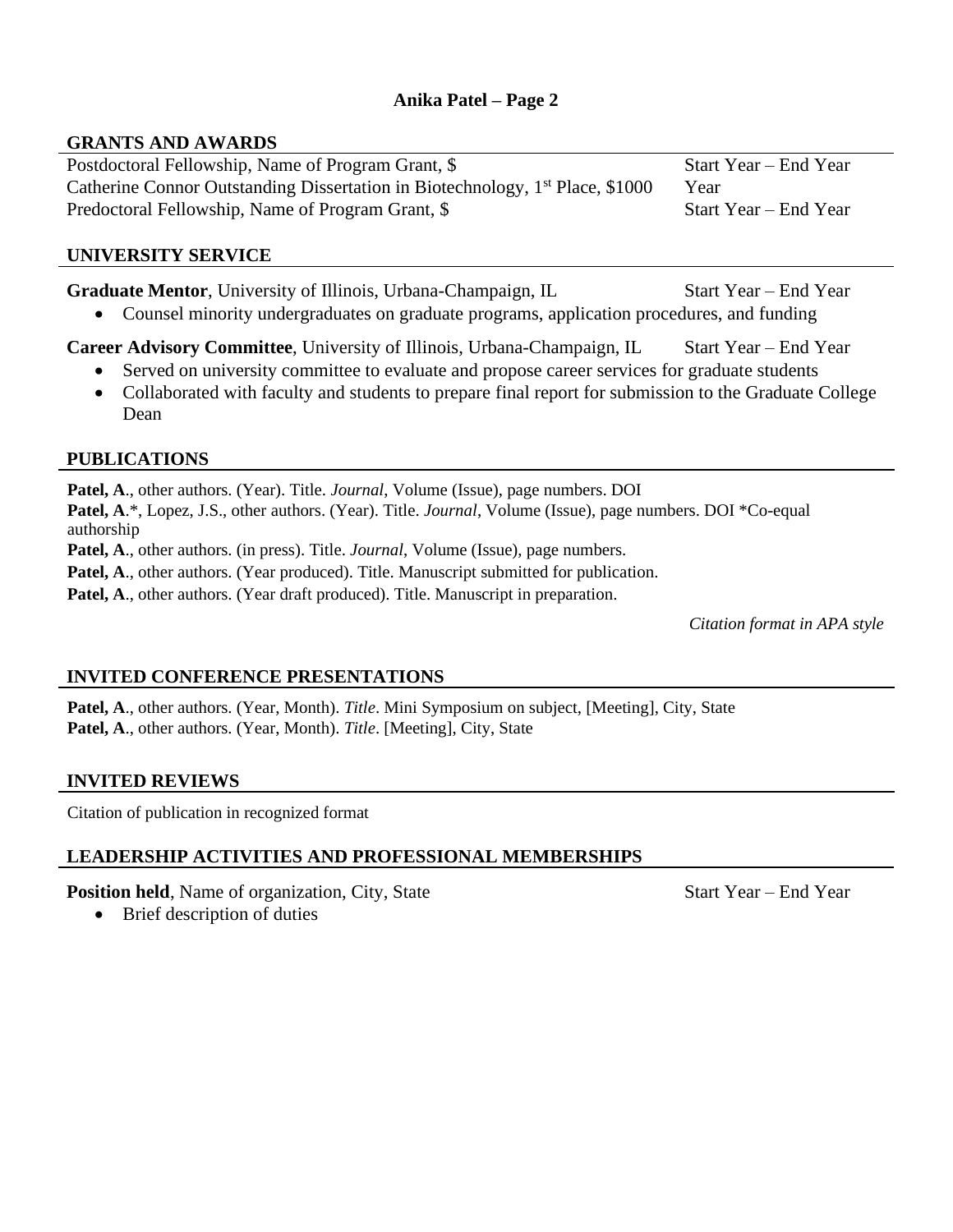**Anika Patel – Page 2**

## GRANTS AND AWARDS

Postdoctoral Fellowship, Name of Program Grant, $ — Start Year – End Year
Catherine Connor Outstanding Dissertation in Biotechnology, 1st Place, $1000 — Year
Predoctoral Fellowship, Name of Program Grant, $ — Start Year – End Year

## UNIVERSITY SERVICE

**Graduate Mentor**, University of Illinois, Urbana-Champaign, IL — Start Year – End Year

- Counsel minority undergraduates on graduate programs, application procedures, and funding

**Career Advisory Committee**, University of Illinois, Urbana-Champaign, IL — Start Year – End Year

- Served on university committee to evaluate and propose career services for graduate students
- Collaborated with faculty and students to prepare final report for submission to the Graduate College Dean

## PUBLICATIONS

**Patel, A**., other authors. (Year). Title. *Journal*, Volume (Issue), page numbers. DOI
**Patel, A**.*, Lopez, J.S., other authors. (Year). Title. *Journal*, Volume (Issue), page numbers. DOI *Co-equal authorship
**Patel, A**., other authors. (in press). Title. *Journal*, Volume (Issue), page numbers.
**Patel, A**., other authors. (Year produced). Title. Manuscript submitted for publication.
**Patel, A**., other authors. (Year draft produced). Title. Manuscript in preparation.

*Citation format in APA style*

## INVITED CONFERENCE PRESENTATIONS

**Patel, A**., other authors. (Year, Month). *Title*. Mini Symposium on subject, [Meeting], City, State
**Patel, A**., other authors. (Year, Month). *Title*. [Meeting], City, State

## INVITED REVIEWS

Citation of publication in recognized format

## LEADERSHIP ACTIVITIES AND PROFESSIONAL MEMBERSHIPS

**Position held**, Name of organization, City, State — Start Year – End Year

- Brief description of duties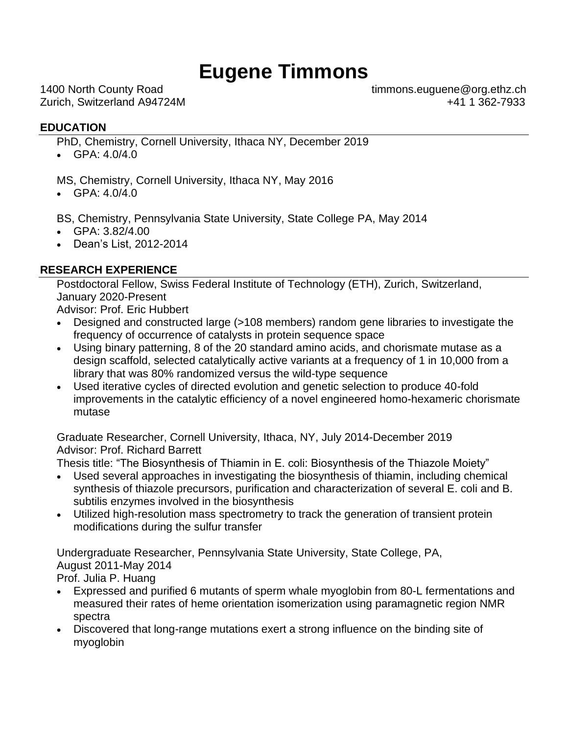# Eugene Timmons

1400 North County Road
Zurich, Switzerland A94724M

timmons.euguene@org.ethz.ch
+41 1 362-7933

## EDUCATION

PhD, Chemistry, Cornell University, Ithaca NY, December 2019

- GPA: 4.0/4.0

MS, Chemistry, Cornell University, Ithaca NY, May 2016

- GPA: 4.0/4.0

BS, Chemistry, Pennsylvania State University, State College PA, May 2014

- GPA: 3.82/4.00
- Dean's List, 2012-2014

## RESEARCH EXPERIENCE

Postdoctoral Fellow, Swiss Federal Institute of Technology (ETH), Zurich, Switzerland, January 2020-Present
Advisor: Prof. Eric Hubbert

- Designed and constructed large (>108 members) random gene libraries to investigate the frequency of occurrence of catalysts in protein sequence space
- Using binary patterning, 8 of the 20 standard amino acids, and chorismate mutase as a design scaffold, selected catalytically active variants at a frequency of 1 in 10,000 from a library that was 80% randomized versus the wild-type sequence
- Used iterative cycles of directed evolution and genetic selection to produce 40-fold improvements in the catalytic efficiency of a novel engineered homo-hexameric chorismate mutase

Graduate Researcher, Cornell University, Ithaca, NY, July 2014-December 2019
Advisor: Prof. Richard Barrett
Thesis title: "The Biosynthesis of Thiamin in E. coli: Biosynthesis of the Thiazole Moiety"

- Used several approaches in investigating the biosynthesis of thiamin, including chemical synthesis of thiazole precursors, purification and characterization of several E. coli and B. subtilis enzymes involved in the biosynthesis
- Utilized high-resolution mass spectrometry to track the generation of transient protein modifications during the sulfur transfer

Undergraduate Researcher, Pennsylvania State University, State College, PA,
August 2011-May 2014
Prof. Julia P. Huang

- Expressed and purified 6 mutants of sperm whale myoglobin from 80-L fermentations and measured their rates of heme orientation isomerization using paramagnetic region NMR spectra
- Discovered that long-range mutations exert a strong influence on the binding site of myoglobin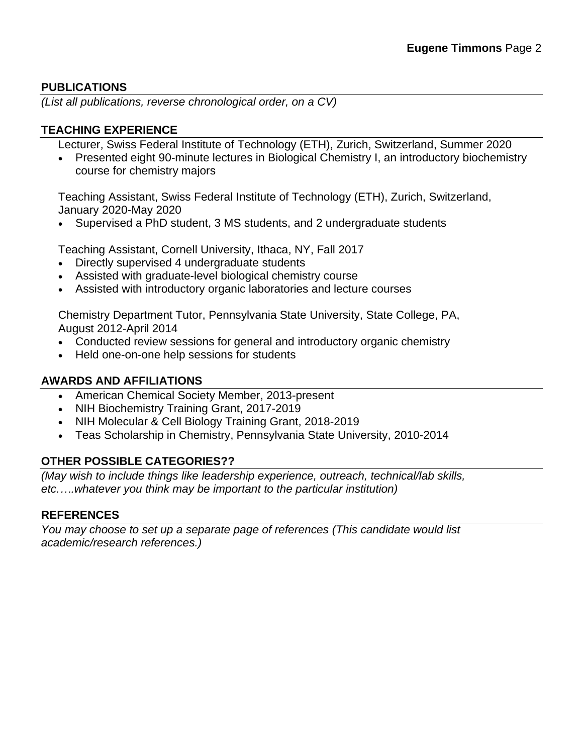## PUBLICATIONS

*(List all publications, reverse chronological order, on a CV)*

## TEACHING EXPERIENCE

Lecturer, Swiss Federal Institute of Technology (ETH), Zurich, Switzerland, Summer 2020

- Presented eight 90-minute lectures in Biological Chemistry I, an introductory biochemistry course for chemistry majors

Teaching Assistant, Swiss Federal Institute of Technology (ETH), Zurich, Switzerland, January 2020-May 2020

- Supervised a PhD student, 3 MS students, and 2 undergraduate students

Teaching Assistant, Cornell University, Ithaca, NY, Fall 2017

- Directly supervised 4 undergraduate students
- Assisted with graduate-level biological chemistry course
- Assisted with introductory organic laboratories and lecture courses

Chemistry Department Tutor, Pennsylvania State University, State College, PA, August 2012-April 2014

- Conducted review sessions for general and introductory organic chemistry
- Held one-on-one help sessions for students

## AWARDS AND AFFILIATIONS

- American Chemical Society Member, 2013-present
- NIH Biochemistry Training Grant, 2017-2019
- NIH Molecular & Cell Biology Training Grant, 2018-2019
- Teas Scholarship in Chemistry, Pennsylvania State University, 2010-2014

## OTHER POSSIBLE CATEGORIES??

*(May wish to include things like leadership experience, outreach, technical/lab skills, etc.….whatever you think may be important to the particular institution)*

## REFERENCES

*You may choose to set up a separate page of references (This candidate would list academic/research references.)*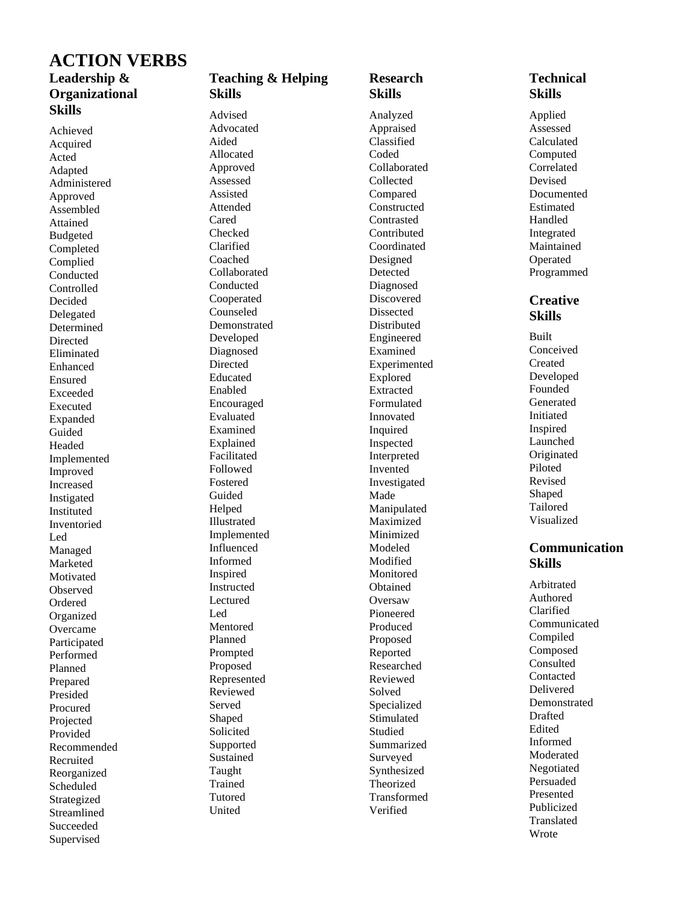# ACTION VERBS

## Leadership & Organizational Skills

Achieved
Acquired
Acted
Adapted
Administered
Approved
Assembled
Attained
Budgeted
Completed
Complied
Conducted
Controlled
Decided
Delegated
Determined
Directed
Eliminated
Enhanced
Ensured
Exceeded
Executed
Expanded
Guided
Headed
Implemented
Improved
Increased
Instigated
Instituted
Inventoried
Led
Managed
Marketed
Motivated
Observed
Ordered
Organized
Overcame
Participated
Performed
Planned
Prepared
Presided
Procured
Projected
Provided
Recommended
Recruited
Reorganized
Scheduled
Strategized
Streamlined
Succeeded
Supervised

## Teaching & Helping Skills

Advised
Advocated
Aided
Allocated
Approved
Assessed
Assisted
Attended
Cared
Checked
Clarified
Coached
Collaborated
Conducted
Cooperated
Counseled
Demonstrated
Developed
Diagnosed
Directed
Educated
Enabled
Encouraged
Evaluated
Examined
Explained
Facilitated
Followed
Fostered
Guided
Helped
Illustrated
Implemented
Influenced
Informed
Inspired
Instructed
Lectured
Led
Mentored
Planned
Prompted
Proposed
Represented
Reviewed
Served
Shaped
Solicited
Supported
Sustained
Taught
Trained
Tutored
United

## Research Skills

Analyzed
Appraised
Classified
Coded
Collaborated
Collected
Compared
Constructed
Contrasted
Contributed
Coordinated
Designed
Detected
Diagnosed
Discovered
Dissected
Distributed
Engineered
Examined
Experimented
Explored
Extracted
Formulated
Innovated
Inquired
Inspected
Interpreted
Invented
Investigated
Made
Manipulated
Maximized
Minimized
Modeled
Modified
Monitored
Obtained
Oversaw
Pioneered
Produced
Proposed
Reported
Researched
Reviewed
Solved
Specialized
Stimulated
Studied
Summarized
Surveyed
Synthesized
Theorized
Transformed
Verified

## Technical Skills

Applied
Assessed
Calculated
Computed
Correlated
Devised
Documented
Estimated
Handled
Integrated
Maintained
Operated
Programmed

## Creative Skills

Built
Conceived
Created
Developed
Founded
Generated
Initiated
Inspired
Launched
Originated
Piloted
Revised
Shaped
Tailored
Visualized

## Communication Skills

Arbitrated
Authored
Clarified
Communicated
Compiled
Composed
Consulted
Contacted
Delivered
Demonstrated
Drafted
Edited
Informed
Moderated
Negotiated
Persuaded
Presented
Publicized
Translated
Wrote